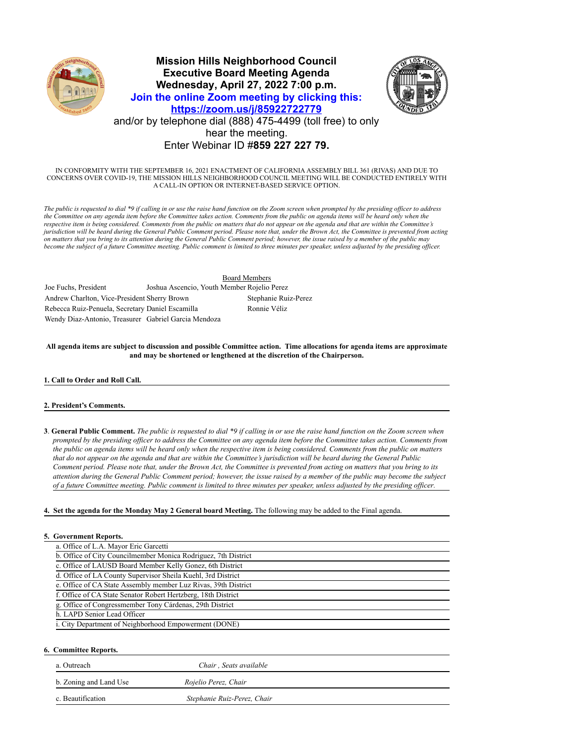# Mission Hills Neighborhood Council
## Executive Board Meeting Agenda
## Wednesday, April 27, 2022 7:00 p.m.

**Join the online Zoom meeting by clicking this: https://zoom.us/j/85922722779**

and/or by telephone dial (888) 475-4499 (toll free) to only hear the meeting.

Enter Webinar ID #**859 227 227 79.**

IN CONFORMITY WITH THE SEPTEMBER 16, 2021 ENACTMENT OF CALIFORNIA ASSEMBLY BILL 361 (RIVAS) AND DUE TO CONCERNS OVER COVID-19, THE MISSION HILLS NEIGHBORHOOD COUNCIL MEETING WILL BE CONDUCTED ENTIRELY WITH A CALL-IN OPTION OR INTERNET-BASED SERVICE OPTION.

*The public is requested to dial *9 if calling in or use the raise hand function on the Zoom screen when prompted by the presiding officer to address the Committee on any agenda item before the Committee takes action. Comments from the public on agenda items will be heard only when the respective item is being considered. Comments from the public on matters that do not appear on the agenda and that are within the Committee's jurisdiction will be heard during the General Public Comment period. Please note that, under the Brown Act, the Committee is prevented from acting on matters that you bring to its attention during the General Public Comment period; however, the issue raised by a member of the public may become the subject of a future Committee meeting. Public comment is limited to three minutes per speaker, unless adjusted by the presiding officer.*

Board Members

| | | |
|---|---|---|
| Joe Fuchs, President | Joshua Ascencio, Youth Member | Rojelio Perez |
| Andrew Charlton, Vice-President | Sherry Brown | Stephanie Ruiz-Perez |
| Rebecca Ruiz-Penuela, Secretary | Daniel Escamilla | Ronnie Véliz |
| Wendy Diaz-Antonio, Treasurer | Gabriel Garcia Mendoza | |

**All agenda items are subject to discussion and possible Committee action. Time allocations for agenda items are approximate and may be shortened or lengthened at the discretion of the Chairperson.**

**1. Call to Order and Roll Call.**

**2. President's Comments.**

**3. General Public Comment.** *The public is requested to dial *9 if calling in or use the raise hand function on the Zoom screen when prompted by the presiding officer to address the Committee on any agenda item before the Committee takes action. Comments from the public on agenda items will be heard only when the respective item is being considered. Comments from the public on matters that do not appear on the agenda and that are within the Committee's jurisdiction will be heard during the General Public Comment period. Please note that, under the Brown Act, the Committee is prevented from acting on matters that you bring to its attention during the General Public Comment period; however, the issue raised by a member of the public may become the subject of a future Committee meeting. Public comment is limited to three minutes per speaker, unless adjusted by the presiding officer.*

**4. Set the agenda for the Monday May 2 General board Meeting.** The following may be added to the Final agenda.

**5. Government Reports.**

a. Office of L.A. Mayor Eric Garcetti
b. Office of City Councilmember Monica Rodriguez, 7th District
c. Office of LAUSD Board Member Kelly Gonez, 6th District
d. Office of LA County Supervisor Sheila Kuehl, 3rd District
e. Office of CA State Assembly member Luz Rivas, 39th District
f. Office of CA State Senator Robert Hertzberg, 18th District
g. Office of Congressmember Tony Cárdenas, 29th District
h. LAPD Senior Lead Officer
i. City Department of Neighborhood Empowerment (DONE)

**6. Committee Reports.**

| | |
|---|---|
| a. Outreach | *Chair , Seats available* |
| b. Zoning and Land Use | *Rojelio Perez, Chair* |
| c. Beautification | *Stephanie Ruiz-Perez, Chair* |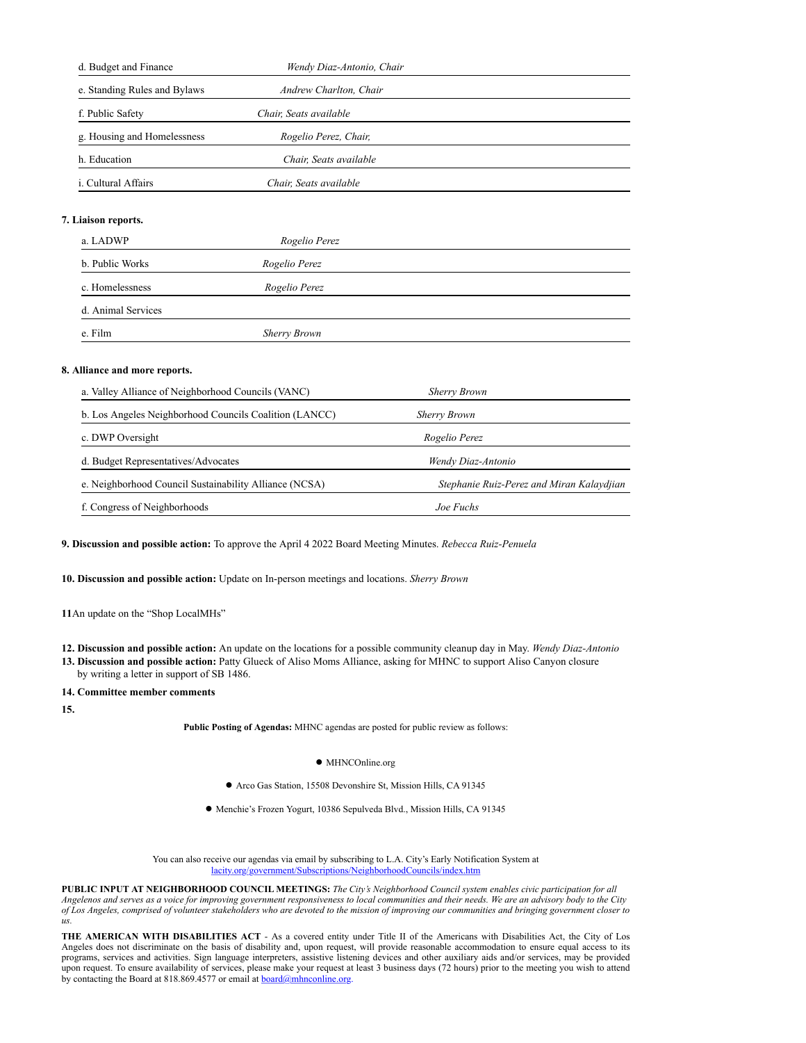| | |
|---|---|
| d. Budget and Finance | *Wendy Diaz-Antonio, Chair* |
| e. Standing Rules and Bylaws | *Andrew Charlton, Chair* |
| f. Public Safety | *Chair, Seats available* |
| g. Housing and Homelessness | *Rogelio Perez, Chair,* |
| h. Education | *Chair, Seats available* |
| i. Cultural Affairs | *Chair, Seats available* |

**7. Liaison reports.**

| | |
|---|---|
| a. LADWP | *Rogelio Perez* |
| b. Public Works | *Rogelio Perez* |
| c. Homelessness | *Rogelio Perez* |
| d. Animal Services | |
| e. Film | *Sherry Brown* |

**8. Alliance and more reports.**

| | |
|---|---|
| a. Valley Alliance of Neighborhood Councils (VANC) | *Sherry Brown* |
| b. Los Angeles Neighborhood Councils Coalition (LANCC) | *Sherry Brown* |
| c. DWP Oversight | *Rogelio Perez* |
| d. Budget Representatives/Advocates | *Wendy Diaz-Antonio* |
| e. Neighborhood Council Sustainability Alliance (NCSA) | *Stephanie Ruiz-Perez and Miran Kalaydjian* |
| f. Congress of Neighborhoods | *Joe Fuchs* |

**9. Discussion and possible action:** To approve the April 4 2022 Board Meeting Minutes. *Rebecca Ruiz-Penuela*

**10. Discussion and possible action:** Update on In-person meetings and locations. *Sherry Brown*

**11**An update on the "Shop LocalMHs"

**12. Discussion and possible action:** An update on the locations for a possible community cleanup day in May. *Wendy Diaz-Antonio*

**13. Discussion and possible action:** Patty Glueck of Aliso Moms Alliance, asking for MHNC to support Aliso Canyon closure by writing a letter in support of SB 1486.

**14. Committee member comments**

**15.**

**Public Posting of Agendas:** MHNC agendas are posted for public review as follows:

- MHNCOnline.org
- Arco Gas Station, 15508 Devonshire St, Mission Hills, CA 91345
- Menchie's Frozen Yogurt, 10386 Sepulveda Blvd., Mission Hills, CA 91345

You can also receive our agendas via email by subscribing to L.A. City's Early Notification System at lacity.org/government/Subscriptions/NeighborhoodCouncils/index.htm

**PUBLIC INPUT AT NEIGHBORHOOD COUNCIL MEETINGS:** *The City's Neighborhood Council system enables civic participation for all Angelenos and serves as a voice for improving government responsiveness to local communities and their needs. We are an advisory body to the City of Los Angeles, comprised of volunteer stakeholders who are devoted to the mission of improving our communities and bringing government closer to us.*

**THE AMERICAN WITH DISABILITIES ACT** - As a covered entity under Title II of the Americans with Disabilities Act, the City of Los Angeles does not discriminate on the basis of disability and, upon request, will provide reasonable accommodation to ensure equal access to its programs, services and activities. Sign language interpreters, assistive listening devices and other auxiliary aids and/or services, may be provided upon request. To ensure availability of services, please make your request at least 3 business days (72 hours) prior to the meeting you wish to attend by contacting the Board at 818.869.4577 or email at board@mhnconline.org.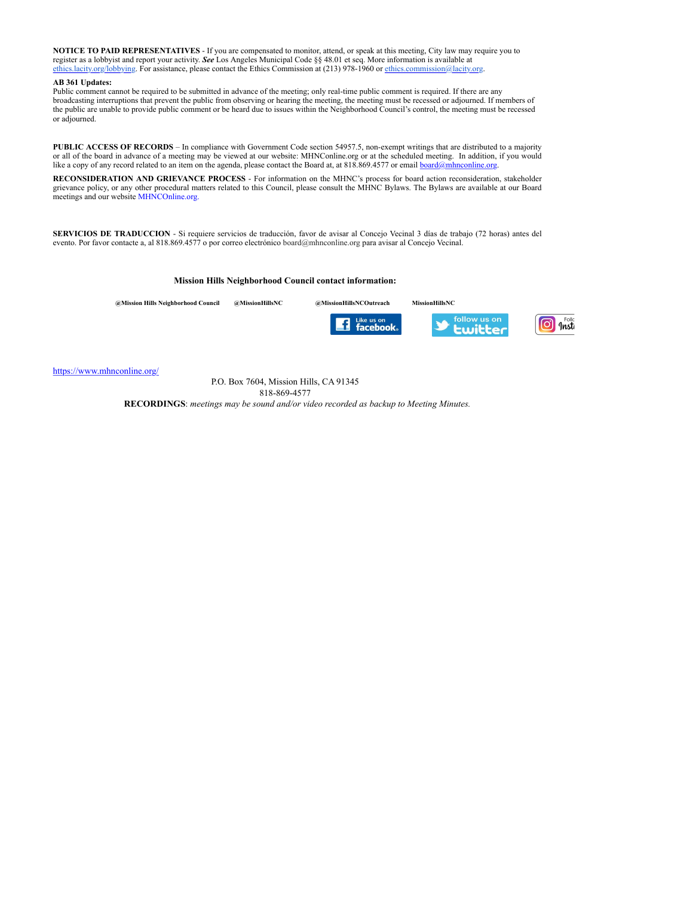**NOTICE TO PAID REPRESENTATIVES** - If you are compensated to monitor, attend, or speak at this meeting, City law may require you to register as a lobbyist and report your activity. ***See*** Los Angeles Municipal Code §§ 48.01 et seq. More information is available at ethics.lacity.org/lobbying. For assistance, please contact the Ethics Commission at (213) 978-1960 or ethics.commission@lacity.org.

**AB 361 Updates:**
Public comment cannot be required to be submitted in advance of the meeting; only real-time public comment is required. If there are any broadcasting interruptions that prevent the public from observing or hearing the meeting, the meeting must be recessed or adjourned. If members of the public are unable to provide public comment or be heard due to issues within the Neighborhood Council's control, the meeting must be recessed or adjourned.

**PUBLIC ACCESS OF RECORDS** – In compliance with Government Code section 54957.5, non-exempt writings that are distributed to a majority or all of the board in advance of a meeting may be viewed at our website: MHNConline.org or at the scheduled meeting. In addition, if you would like a copy of any record related to an item on the agenda, please contact the Board at, at 818.869.4577 or email board@mhnconline.org.

**RECONSIDERATION AND GRIEVANCE PROCESS** - For information on the MHNC's process for board action reconsideration, stakeholder grievance policy, or any other procedural matters related to this Council, please consult the MHNC Bylaws. The Bylaws are available at our Board meetings and our website MHNCOnline.org.

**SERVICIOS DE TRADUCCION** - Si requiere servicios de traducción, favor de avisar al Concejo Vecinal 3 días de trabajo (72 horas) antes del evento. Por favor contacte a, al 818.869.4577 o por correo electrónico board@mhnconline.org para avisar al Concejo Vecinal.

**Mission Hills Neighborhood Council contact information:**

**@Mission Hills Neighborhood Council** **@MissionHillsNC** **@MissionHillsNCOutreach** **MissionHillsNC**

https://www.mhnconline.org/

P.O. Box 7604, Mission Hills, CA 91345
818-869-4577

**RECORDINGS**: *meetings may be sound and/or video recorded as backup to Meeting Minutes.*